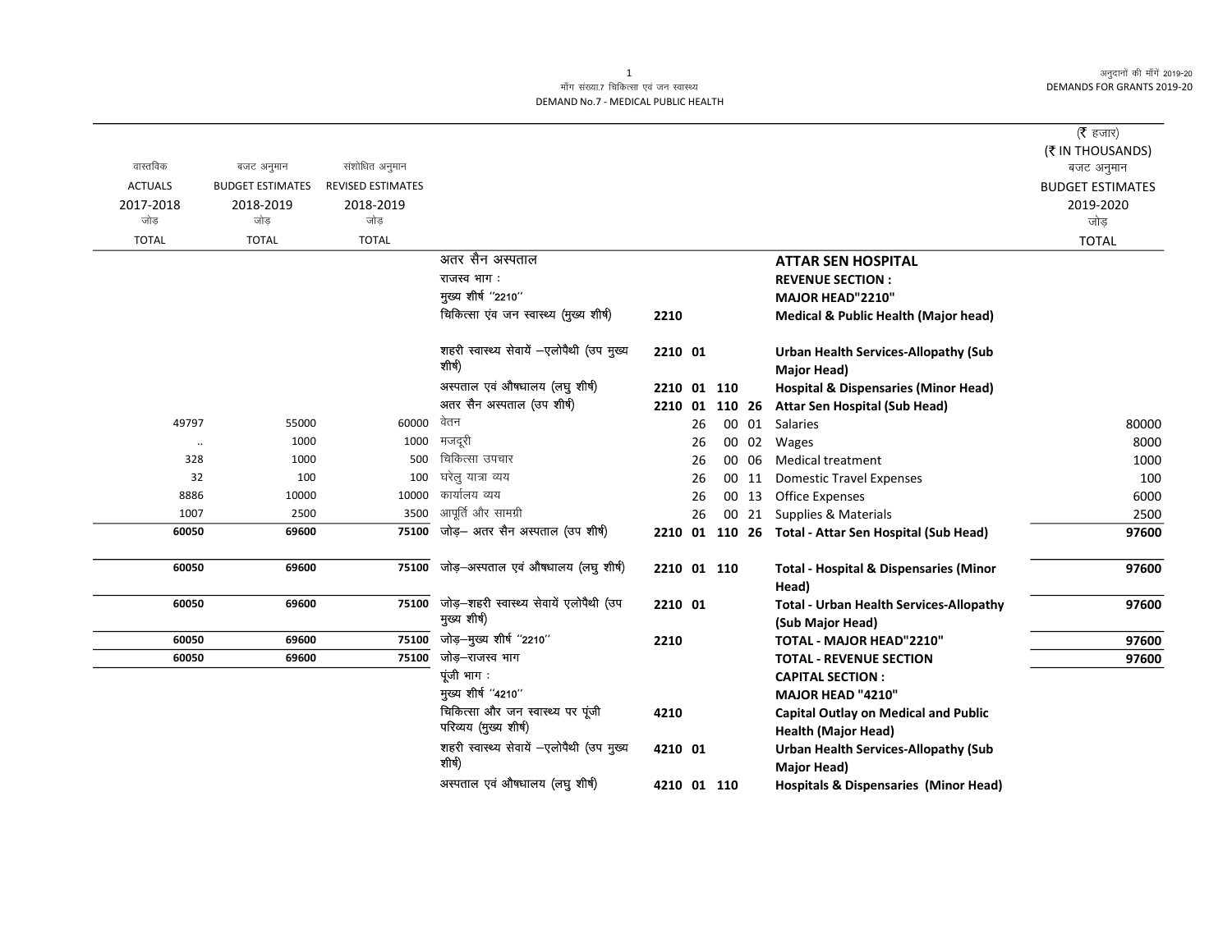माँग संख्या.7 चिकित्सा एवं जन स्वास्थ्य

DEMAND No.7 - MEDICAL PUBLIC HEALTH

अनुदानों की माँगें 2019-20

DEMANDS FOR GRANTS 2019-20

(₹ हजार)
(₹ IN THOUSANDS)

| वास्तविक ACTUALS 2017-2018 जोड़ TOTAL | बजट अनुमान BUDGET ESTIMATES 2018-2019 जोड़ TOTAL | संशोधित अनुमान REVISED ESTIMATES 2018-2019 जोड़ TOTAL | | | | बजट अनुमान BUDGET ESTIMATES 2019-2020 जोड़ TOTAL |
|---|---|---|---|---|---|---|
| | | | अतर सैन अस्पताल | | **ATTAR SEN HOSPITAL** | |
| | | | राजस्व भाग : | | **REVENUE SECTION :** | |
| | | | मुख्य शीर्ष ''2210'' | | **MAJOR HEAD"2210"** | |
| | | | चिकित्सा एंव जन स्वास्थ्य (मुख्य शीर्ष) | 2210 | **Medical & Public Health (Major head)** | |
| | | | शहरी स्वास्थ्य सेवायें –एलोपैथी (उप मुख्य शीर्ष) | 2210 01 | **Urban Health Services-Allopathy (Sub Major Head)** | |
| | | | अस्पताल एवं औषधालय (लघु शीर्ष) | 2210 01 110 | **Hospital & Dispensaries (Minor Head)** | |
| | | | अतर सैन अस्पताल (उप शीर्ष) | 2210 01 110 26 | **Attar Sen Hospital (Sub Head)** | |
| 49797 | 55000 | 60000 | वेतन | 26 00 01 | Salaries | 80000 |
| .. | 1000 | 1000 | मजदूरी | 26 00 02 | Wages | 8000 |
| 328 | 1000 | 500 | चिकित्सा उपचार | 26 00 06 | Medical treatment | 1000 |
| 32 | 100 | 100 | घरेलु यात्रा व्यय | 26 00 11 | Domestic Travel Expenses | 100 |
| 8886 | 10000 | 10000 | कार्यालय व्यय | 26 00 13 | Office Expenses | 6000 |
| 1007 | 2500 | 3500 | आपूर्ति और सामग्री | 26 00 21 | Supplies & Materials | 2500 |
| **60050** | **69600** | **75100** | जोड़– अतर सैन अस्पताल (उप शीर्ष) | 2210 01 110 26 | **Total - Attar Sen Hospital (Sub Head)** | **97600** |
| **60050** | **69600** | **75100** | जोड़–अस्पताल एवं औषधालय (लघु शीर्ष) | 2210 01 110 | **Total - Hospital & Dispensaries (Minor Head)** | **97600** |
| **60050** | **69600** | **75100** | जोड़–शहरी स्वास्थ्य सेवायें एलोपैथी (उप मुख्य शीर्ष) | 2210 01 | **Total - Urban Health Services-Allopathy (Sub Major Head)** | **97600** |
| **60050** | **69600** | **75100** | जोड़–मुख्य शीर्ष ''2210'' | 2210 | **TOTAL - MAJOR HEAD"2210"** | **97600** |
| **60050** | **69600** | **75100** | जोड़–राजस्व भाग | | **TOTAL - REVENUE SECTION** | **97600** |
| | | | पूंजी भाग : | | **CAPITAL SECTION :** | |
| | | | मुख्य शीर्ष ''4210'' | | **MAJOR HEAD "4210"** | |
| | | | चिकित्सा और जन स्वास्थ्य पर पूंजी परिव्यय (मुख्य शीर्ष) | 4210 | **Capital Outlay on Medical and Public Health (Major Head)** | |
| | | | शहरी स्वास्थ्य सेवायें –एलोपैथी (उप मुख्य शीर्ष) | 4210 01 | **Urban Health Services-Allopathy (Sub Major Head)** | |
| | | | अस्पताल एवं औषधालय (लघु शीर्ष) | 4210 01 110 | **Hospitals & Dispensaries (Minor Head)** | |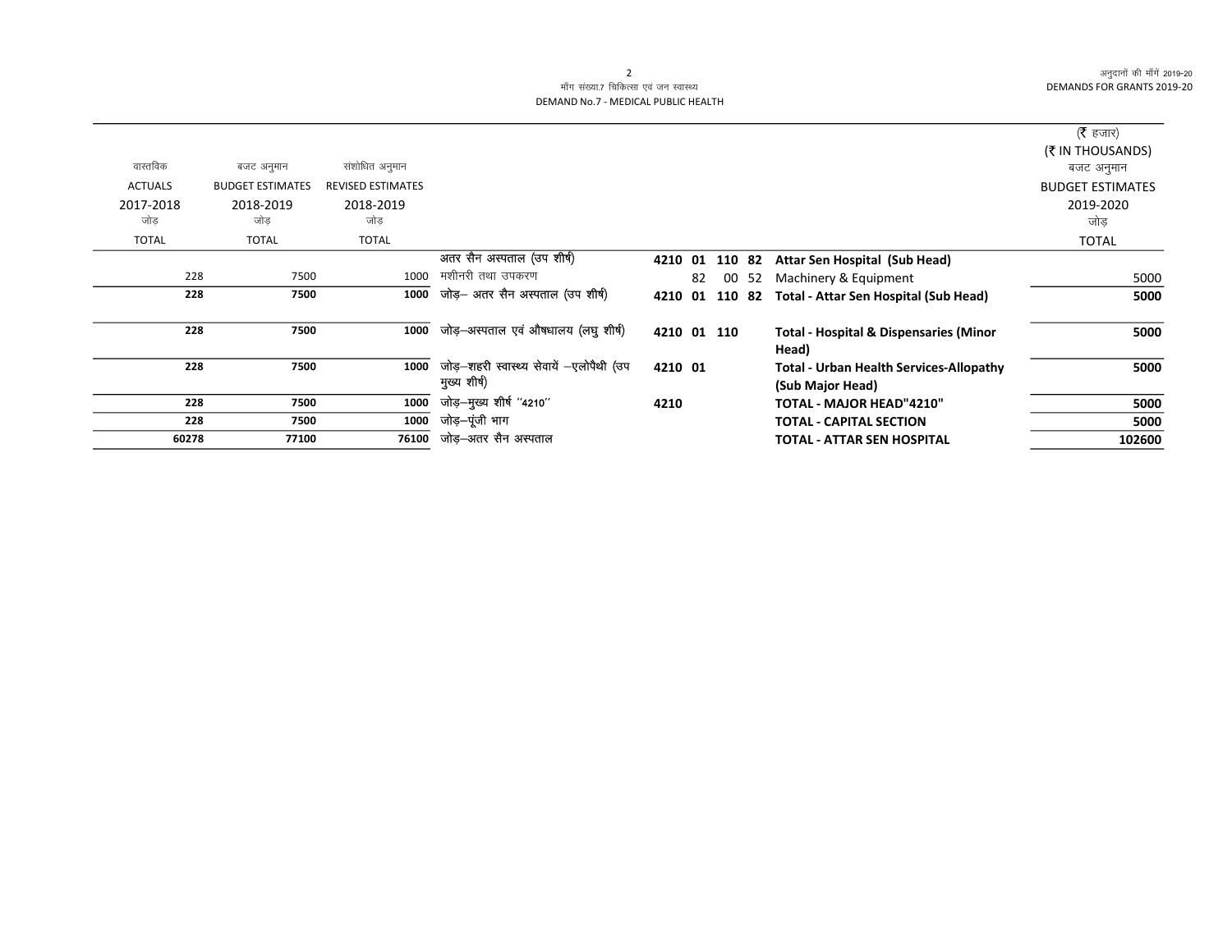माँग संख्या.7 चिकित्सा एवं जन स्वास्थ्य
DEMAND No.7 - MEDICAL PUBLIC HEALTH

| वास्तविक ACTUALS 2017-2018 जोड़ TOTAL | बजट अनुमान BUDGET ESTIMATES 2018-2019 जोड़ TOTAL | संशोधित अनुमान REVISED ESTIMATES 2018-2019 जोड़ TOTAL | | | | | | | (₹ हजार) (₹ IN THOUSANDS) बजट अनुमान BUDGET ESTIMATES 2019-2020 जोड़ TOTAL |
|---|---|---|---|---|---|---|---|---|---|
| | | | अतर सैन अस्पताल (उप शीर्ष) | 4210 | 01 | 110 | 82 | **Attar Sen Hospital (Sub Head)** | |
| 228 | 7500 | 1000 | मशीनरी तथा उपकरण | | 82 | 00 | 52 | Machinery & Equipment | 5000 |
| **228** | **7500** | **1000** | जोड़– अतर सैन अस्पताल (उप शीर्ष) | 4210 | 01 | 110 | 82 | **Total - Attar Sen Hospital (Sub Head)** | **5000** |
| **228** | **7500** | **1000** | जोड़–अस्पताल एवं औषधालय (लघु शीर्ष) | 4210 | 01 | 110 | | **Total - Hospital & Dispensaries (Minor Head)** | **5000** |
| **228** | **7500** | **1000** | जोड़–शहरी स्वास्थ्य सेवायें –एलोपैथी (उप मुख्य शीर्ष) | 4210 | 01 | | | **Total - Urban Health Services-Allopathy (Sub Major Head)** | **5000** |
| **228** | **7500** | **1000** | जोड़–मुख्य शीर्ष "4210" | 4210 | | | | **TOTAL - MAJOR HEAD"4210"** | **5000** |
| **228** | **7500** | **1000** | जोड़–पूंजी भाग | | | | | **TOTAL - CAPITAL SECTION** | **5000** |
| **60278** | **77100** | **76100** | जोड़–अतर सैन अस्पताल | | | | | **TOTAL - ATTAR SEN HOSPITAL** | **102600** |